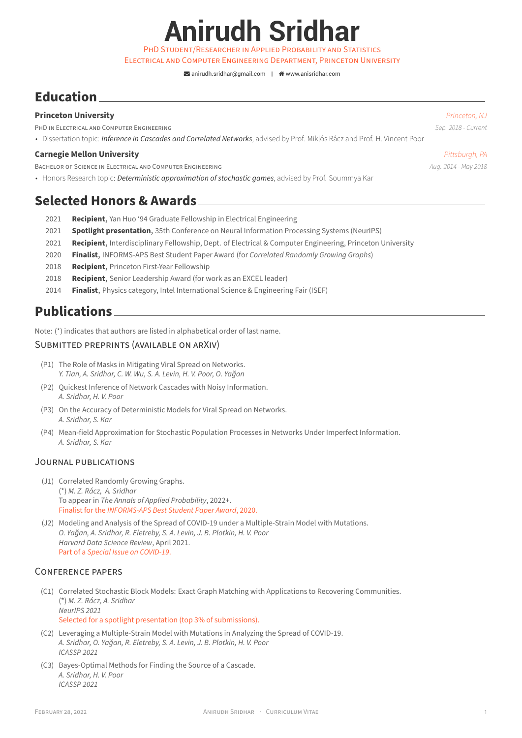# Anirudh Sridhar

PhD Student/Researcher in Applied Probability and Statistics
Electrical and Computer Engineering Department, Princeton University

anirudh.sridhar@gmail.com | www.anisridhar.com

## Education

**Princeton University** — *Princeton, NJ*
PhD in Electrical and Computer Engineering — *Sep. 2018 - Current*

- Dissertation topic: ***Inference in Cascades and Correlated Networks***, advised by Prof. Miklós Rácz and Prof. H. Vincent Poor

**Carnegie Mellon University** — *Pittsburgh, PA*
Bachelor of Science in Electrical and Computer Engineering — *Aug. 2014 - May 2018*

- Honors Research topic: ***Deterministic approximation of stochastic games***, advised by Prof. Soummya Kar

## Selected Honors & Awards

- 2021 **Recipient**, Yan Huo '94 Graduate Fellowship in Electrical Engineering
- 2021 **Spotlight presentation**, 35th Conference on Neural Information Processing Systems (NeurIPS)
- 2021 **Recipient**, Interdisciplinary Fellowship, Dept. of Electrical & Computer Engineering, Princeton University
- 2020 **Finalist**, INFORMS-APS Best Student Paper Award (for *Correlated Randomly Growing Graphs*)
- 2018 **Recipient**, Princeton First-Year Fellowship
- 2018 **Recipient**, Senior Leadership Award (for work as an EXCEL leader)
- 2014 **Finalist**, Physics category, Intel International Science & Engineering Fair (ISEF)

## Publications

Note: (*) indicates that authors are listed in alphabetical order of last name.

### Submitted preprints (available on arXiv)

(P1) The Role of Masks in Mitigating Viral Spread on Networks.
*Y. Tian, A. Sridhar, C. W. Wu, S. A. Levin, H. V. Poor, O. Yağan*

(P2) Quickest Inference of Network Cascades with Noisy Information.
*A. Sridhar, H. V. Poor*

(P3) On the Accuracy of Deterministic Models for Viral Spread on Networks.
*A. Sridhar, S. Kar*

(P4) Mean-field Approximation for Stochastic Population Processes in Networks Under Imperfect Information.
*A. Sridhar, S. Kar*

### Journal publications

(J1) Correlated Randomly Growing Graphs.
(*) *M. Z. Rácz, A. Sridhar*
To appear in *The Annals of Applied Probability*, 2022+.
Finalist for the *INFORMS-APS Best Student Paper Award*, 2020.

(J2) Modeling and Analysis of the Spread of COVID-19 under a Multiple-Strain Model with Mutations.
*O. Yağan, A. Sridhar, R. Eletreby, S. A. Levin, J. B. Plotkin, H. V. Poor*
*Harvard Data Science Review*, April 2021.
Part of a *Special Issue on COVID-19*.

### Conference papers

(C1) Correlated Stochastic Block Models: Exact Graph Matching with Applications to Recovering Communities.
(*) *M. Z. Rácz, A. Sridhar*
*NeurIPS 2021*
Selected for a spotlight presentation (top 3% of submissions).

(C2) Leveraging a Multiple-Strain Model with Mutations in Analyzing the Spread of COVID-19.
*A. Sridhar, O. Yağan, R. Eletreby, S. A. Levin, J. B. Plotkin, H. V. Poor*
*ICASSP 2021*

(C3) Bayes-Optimal Methods for Finding the Source of a Cascade.
*A. Sridhar, H. V. Poor*
*ICASSP 2021*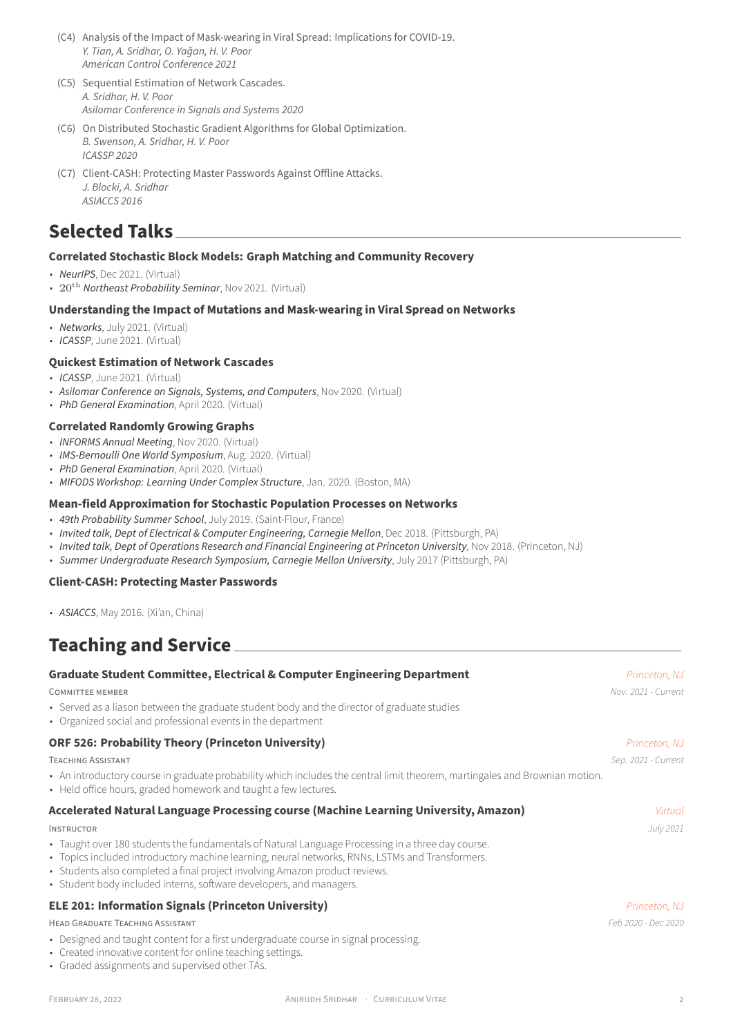(C4) Analysis of the Impact of Mask-wearing in Viral Spread: Implications for COVID-19.
*Y. Tian, A. Sridhar, O. Yağan, H. V. Poor*
*American Control Conference 2021*

(C5) Sequential Estimation of Network Cascades.
*A. Sridhar, H. V. Poor*
*Asilomar Conference in Signals and Systems 2020*

(C6) On Distributed Stochastic Gradient Algorithms for Global Optimization.
*B. Swenson, A. Sridhar, H. V. Poor*
*ICASSP 2020*

(C7) Client-CASH: Protecting Master Passwords Against Offline Attacks.
*J. Blocki, A. Sridhar*
*ASIACCS 2016*

## Selected Talks

### Correlated Stochastic Block Models: Graph Matching and Community Recovery

- *NeurIPS*, Dec 2021. (Virtual)
- $20^{\text{th}}$ *Northeast Probability Seminar*, Nov 2021. (Virtual)

### Understanding the Impact of Mutations and Mask-wearing in Viral Spread on Networks

- *Networks*, July 2021. (Virtual)
- *ICASSP*, June 2021. (Virtual)

### Quickest Estimation of Network Cascades

- *ICASSP*, June 2021. (Virtual)
- *Asilomar Conference on Signals, Systems, and Computers*, Nov 2020. (Virtual)
- *PhD General Examination*, April 2020. (Virtual)

### Correlated Randomly Growing Graphs

- *INFORMS Annual Meeting*, Nov 2020. (Virtual)
- *IMS-Bernoulli One World Symposium*, Aug. 2020. (Virtual)
- *PhD General Examination*, April 2020. (Virtual)
- *MIFODS Workshop: Learning Under Complex Structure*, Jan. 2020. (Boston, MA)

### Mean-field Approximation for Stochastic Population Processes on Networks

- *49th Probability Summer School*, July 2019. (Saint-Flour, France)
- *Invited talk, Dept of Electrical & Computer Engineering, Carnegie Mellon*, Dec 2018. (Pittsburgh, PA)
- *Invited talk, Dept of Operations Research and Financial Engineering at Princeton University*, Nov 2018. (Princeton, NJ)
- *Summer Undergraduate Research Symposium, Carnegie Mellon University*, July 2017 (Pittsburgh, PA)

### Client-CASH: Protecting Master Passwords

- *ASIACCS*, May 2016. (Xi'an, China)

## Teaching and Service

### Graduate Student Committee, Electrical & Computer Engineering Department — *Princeton, NJ*

COMMITTEE MEMBER — *Nov. 2021 - Current*

- Served as a liason between the graduate student body and the director of graduate studies
- Organized social and professional events in the department

### ORF 526: Probability Theory (Princeton University) — *Princeton, NJ*

TEACHING ASSISTANT — *Sep. 2021 - Current*

- An introductory course in graduate probability which includes the central limit theorem, martingales and Brownian motion.
- Held office hours, graded homework and taught a few lectures.

### Accelerated Natural Language Processing course (Machine Learning University, Amazon) — *Virtual*

INSTRUCTOR — *July 2021*

- Taught over 180 students the fundamentals of Natural Language Processing in a three day course.
- Topics included introductory machine learning, neural networks, RNNs, LSTMs and Transformers.
- Students also completed a final project involving Amazon product reviews.
- Student body included interns, software developers, and managers.

### ELE 201: Information Signals (Princeton University) — *Princeton, NJ*

HEAD GRADUATE TEACHING ASSISTANT — *Feb 2020 - Dec 2020*

- Designed and taught content for a first undergraduate course in signal processing.
- Created innovative content for online teaching settings.
- Graded assignments and supervised other TAs.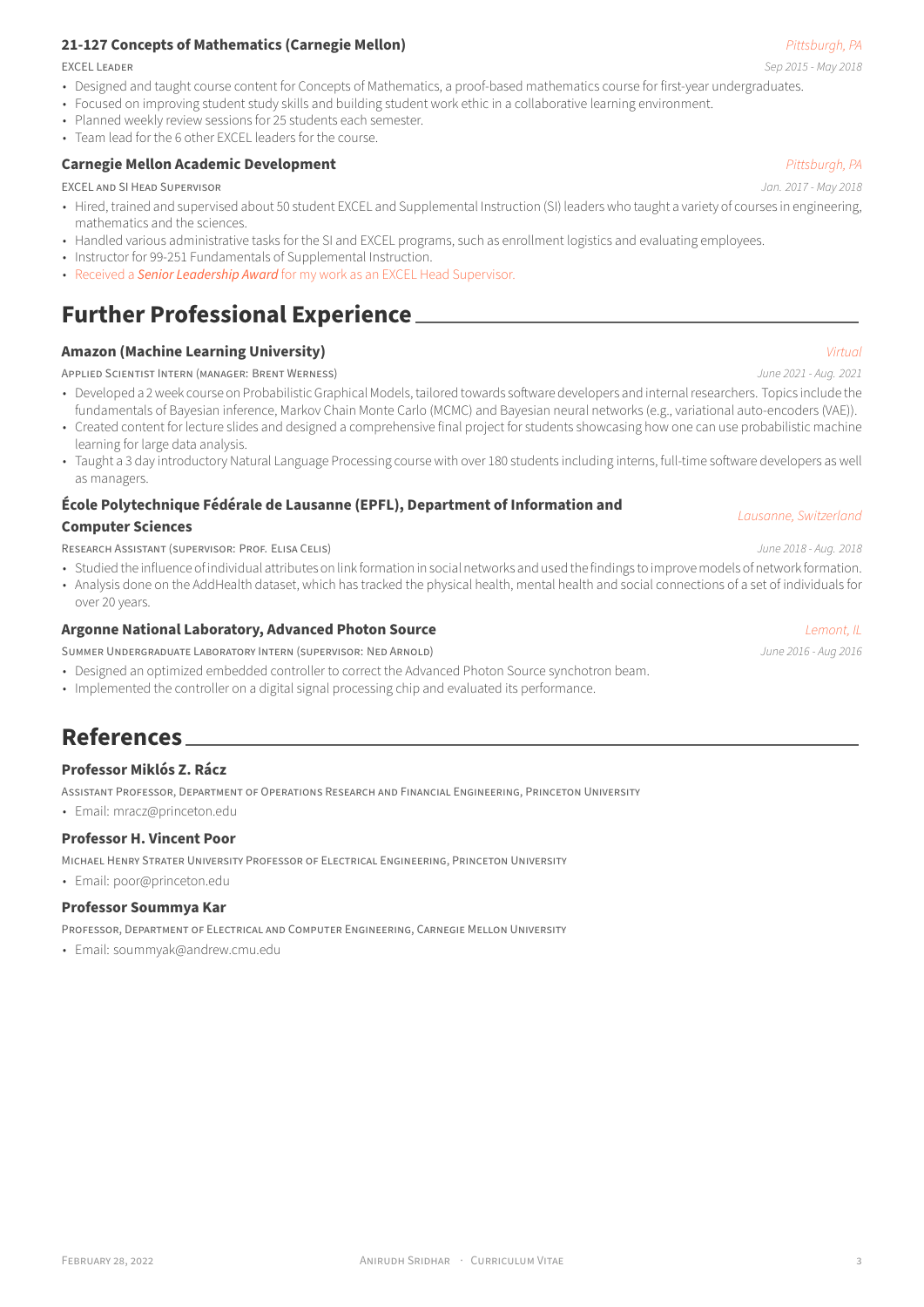### 21-127 Concepts of Mathematics (Carnegie Mellon)

*Pittsburgh, PA*

EXCEL Leader — *Sep 2015 - May 2018*

- Designed and taught course content for Concepts of Mathematics, a proof-based mathematics course for first-year undergraduates.
- Focused on improving student study skills and building student work ethic in a collaborative learning environment.
- Planned weekly review sessions for 25 students each semester.
- Team lead for the 6 other EXCEL leaders for the course.

### Carnegie Mellon Academic Development

*Pittsburgh, PA*

EXCEL and SI Head Supervisor — *Jan. 2017 - May 2018*

- Hired, trained and supervised about 50 student EXCEL and Supplemental Instruction (SI) leaders who taught a variety of courses in engineering, mathematics and the sciences.
- Handled various administrative tasks for the SI and EXCEL programs, such as enrollment logistics and evaluating employees.
- Instructor for 99-251 Fundamentals of Supplemental Instruction.
- Received a ***Senior Leadership Award*** for my work as an EXCEL Head Supervisor.

## Further Professional Experience

### Amazon (Machine Learning University)

*Virtual*

Applied Scientist Intern (manager: Brent Werness) — *June 2021 - Aug. 2021*

- Developed a 2 week course on Probabilistic Graphical Models, tailored towards software developers and internal researchers. Topics include the fundamentals of Bayesian inference, Markov Chain Monte Carlo (MCMC) and Bayesian neural networks (e.g., variational auto-encoders (VAE)).
- Created content for lecture slides and designed a comprehensive final project for students showcasing how one can use probabilistic machine learning for large data analysis.
- Taught a 3 day introductory Natural Language Processing course with over 180 students including interns, full-time software developers as well as managers.

### École Polytechnique Fédérale de Lausanne (EPFL), Department of Information and Computer Sciences

*Lausanne, Switzerland*

Research Assistant (supervisor: Prof. Elisa Celis) — *June 2018 - Aug. 2018*

- Studied the influence of individual attributes on link formation in social networks and used the findings to improve models of network formation.
- Analysis done on the AddHealth dataset, which has tracked the physical health, mental health and social connections of a set of individuals for over 20 years.

### Argonne National Laboratory, Advanced Photon Source

*Lemont, IL*

Summer Undergraduate Laboratory Intern (supervisor: Ned Arnold) — *June 2016 - Aug 2016*

- Designed an optimized embedded controller to correct the Advanced Photon Source synchotron beam.
- Implemented the controller on a digital signal processing chip and evaluated its performance.

## References

### Professor Miklós Z. Rácz

Assistant Professor, Department of Operations Research and Financial Engineering, Princeton University

- Email: mracz@princeton.edu

### Professor H. Vincent Poor

Michael Henry Strater University Professor of Electrical Engineering, Princeton University

- Email: poor@princeton.edu

### Professor Soummya Kar

Professor, Department of Electrical and Computer Engineering, Carnegie Mellon University

- Email: soummyak@andrew.cmu.edu